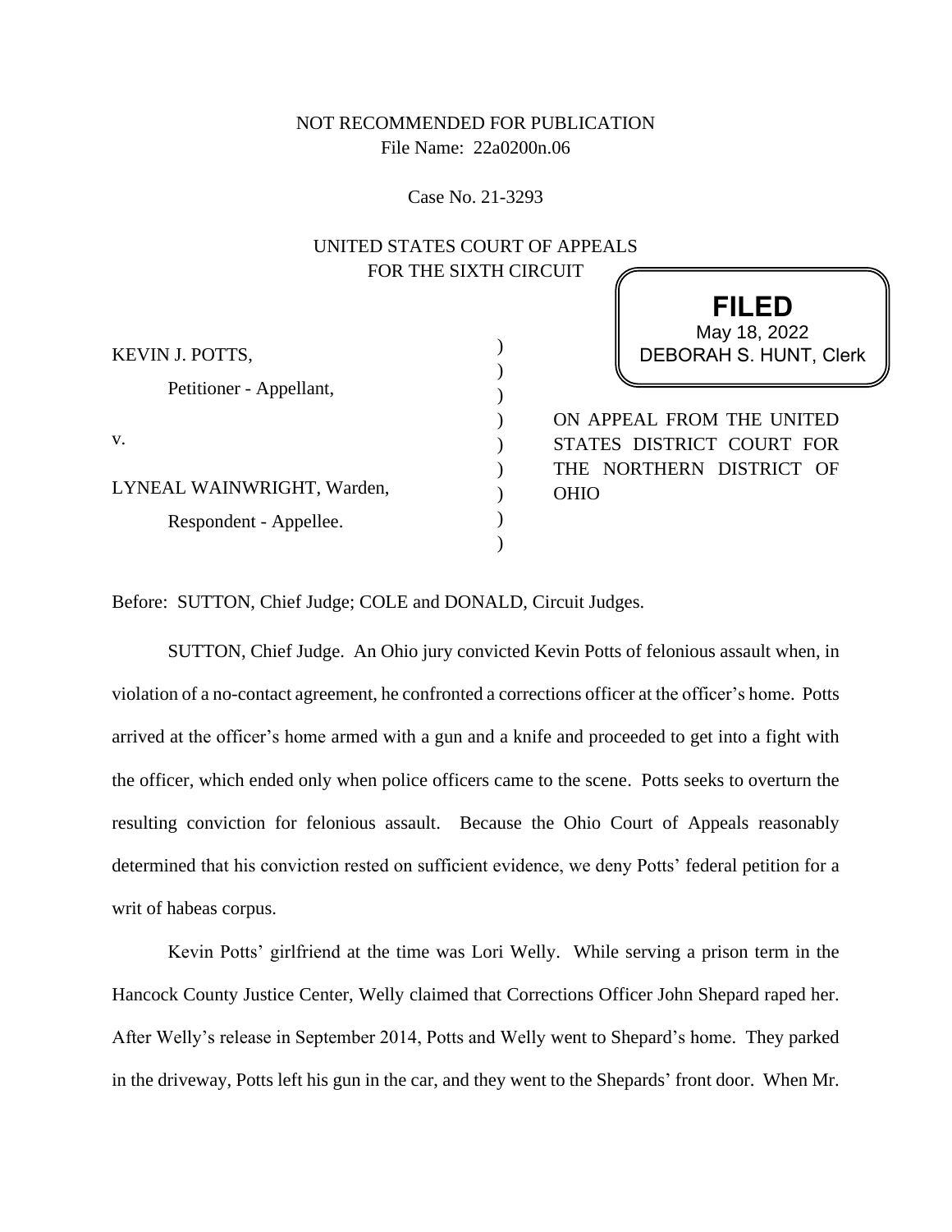NOT RECOMMENDED FOR PUBLICATION
File Name: 22a0200n.06

Case No. 21-3293

UNITED STATES COURT OF APPEALS
FOR THE SIXTH CIRCUIT

**FILED**
May 18, 2022
DEBORAH S. HUNT, Clerk

KEVIN J. POTTS,

Petitioner - Appellant,

v.

LYNEAL WAINWRIGHT, Warden,

Respondent - Appellee.

ON APPEAL FROM THE UNITED STATES DISTRICT COURT FOR THE NORTHERN DISTRICT OF OHIO

Before: SUTTON, Chief Judge; COLE and DONALD, Circuit Judges.

SUTTON, Chief Judge. An Ohio jury convicted Kevin Potts of felonious assault when, in violation of a no-contact agreement, he confronted a corrections officer at the officer's home. Potts arrived at the officer's home armed with a gun and a knife and proceeded to get into a fight with the officer, which ended only when police officers came to the scene. Potts seeks to overturn the resulting conviction for felonious assault. Because the Ohio Court of Appeals reasonably determined that his conviction rested on sufficient evidence, we deny Potts' federal petition for a writ of habeas corpus.

Kevin Potts' girlfriend at the time was Lori Welly. While serving a prison term in the Hancock County Justice Center, Welly claimed that Corrections Officer John Shepard raped her. After Welly's release in September 2014, Potts and Welly went to Shepard's home. They parked in the driveway, Potts left his gun in the car, and they went to the Shepards' front door. When Mr.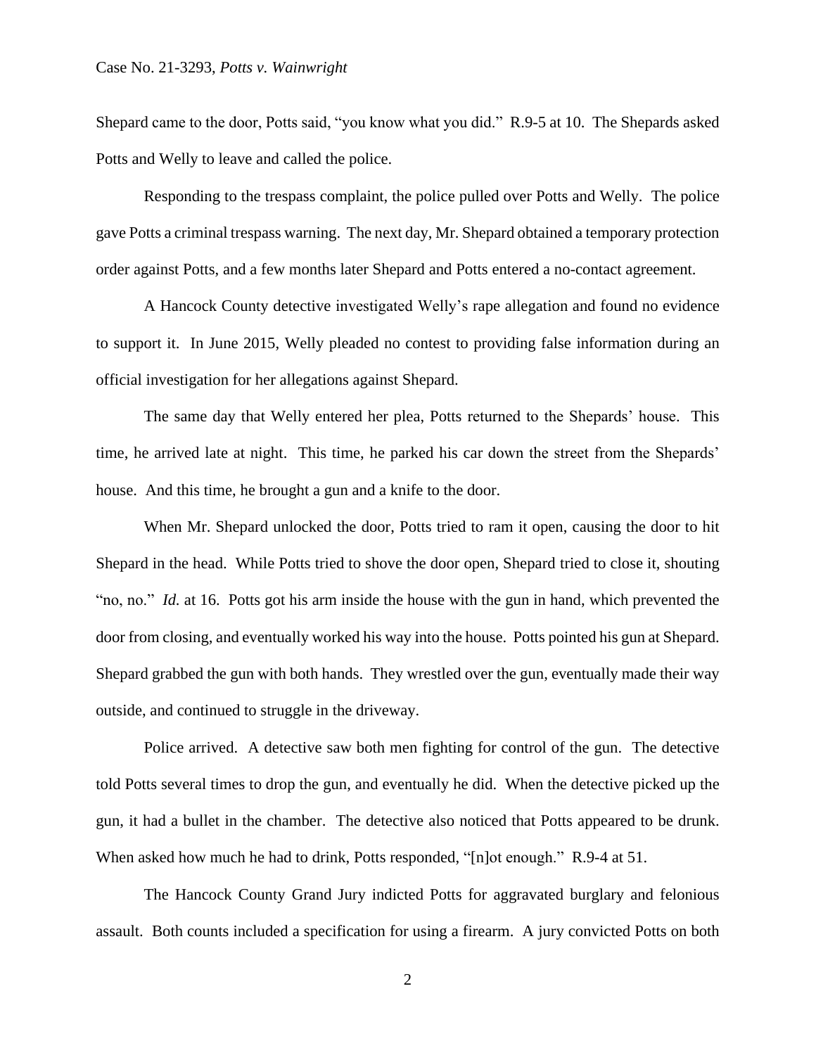Shepard came to the door, Potts said, "you know what you did." R.9-5 at 10. The Shepards asked Potts and Welly to leave and called the police.

Responding to the trespass complaint, the police pulled over Potts and Welly. The police gave Potts a criminal trespass warning. The next day, Mr. Shepard obtained a temporary protection order against Potts, and a few months later Shepard and Potts entered a no-contact agreement.

A Hancock County detective investigated Welly's rape allegation and found no evidence to support it. In June 2015, Welly pleaded no contest to providing false information during an official investigation for her allegations against Shepard.

The same day that Welly entered her plea, Potts returned to the Shepards' house. This time, he arrived late at night. This time, he parked his car down the street from the Shepards' house. And this time, he brought a gun and a knife to the door.

When Mr. Shepard unlocked the door, Potts tried to ram it open, causing the door to hit Shepard in the head. While Potts tried to shove the door open, Shepard tried to close it, shouting "no, no." *Id.* at 16. Potts got his arm inside the house with the gun in hand, which prevented the door from closing, and eventually worked his way into the house. Potts pointed his gun at Shepard. Shepard grabbed the gun with both hands. They wrestled over the gun, eventually made their way outside, and continued to struggle in the driveway.

Police arrived. A detective saw both men fighting for control of the gun. The detective told Potts several times to drop the gun, and eventually he did. When the detective picked up the gun, it had a bullet in the chamber. The detective also noticed that Potts appeared to be drunk. When asked how much he had to drink, Potts responded, "[n]ot enough." R.9-4 at 51.

The Hancock County Grand Jury indicted Potts for aggravated burglary and felonious assault. Both counts included a specification for using a firearm. A jury convicted Potts on both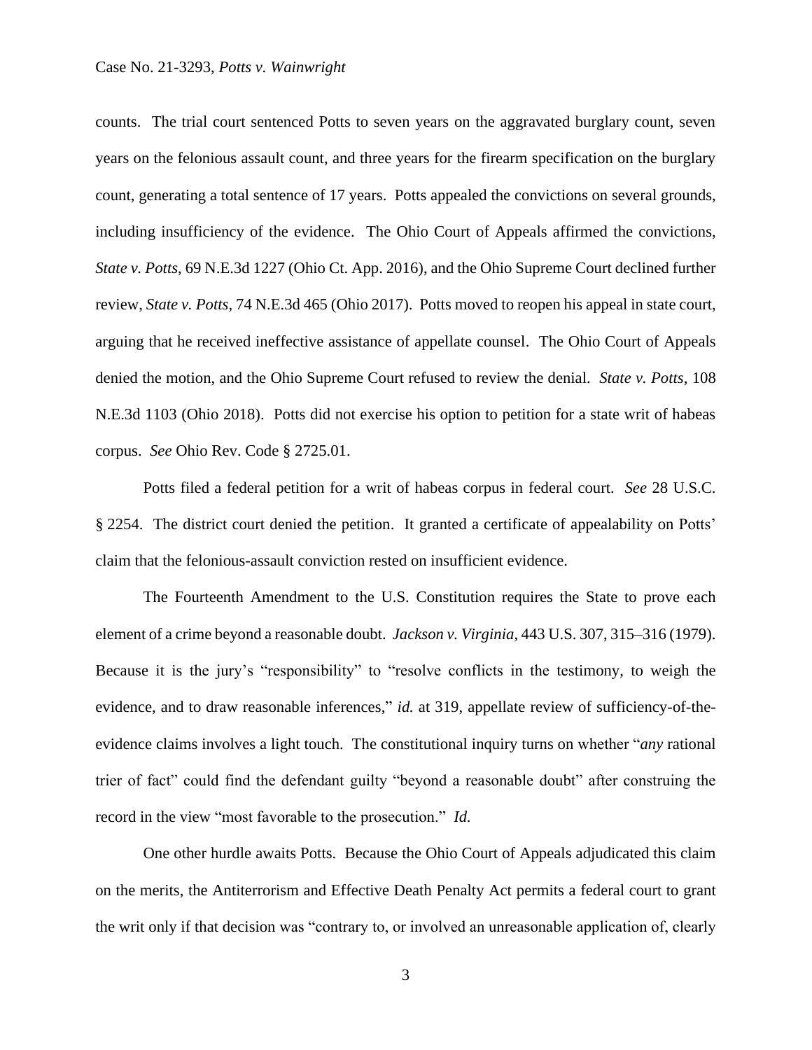counts. The trial court sentenced Potts to seven years on the aggravated burglary count, seven years on the felonious assault count, and three years for the firearm specification on the burglary count, generating a total sentence of 17 years. Potts appealed the convictions on several grounds, including insufficiency of the evidence. The Ohio Court of Appeals affirmed the convictions, *State v. Potts*, 69 N.E.3d 1227 (Ohio Ct. App. 2016), and the Ohio Supreme Court declined further review, *State v. Potts*, 74 N.E.3d 465 (Ohio 2017). Potts moved to reopen his appeal in state court, arguing that he received ineffective assistance of appellate counsel. The Ohio Court of Appeals denied the motion, and the Ohio Supreme Court refused to review the denial. *State v. Potts*, 108 N.E.3d 1103 (Ohio 2018). Potts did not exercise his option to petition for a state writ of habeas corpus. *See* Ohio Rev. Code § 2725.01.

Potts filed a federal petition for a writ of habeas corpus in federal court. *See* 28 U.S.C. § 2254. The district court denied the petition. It granted a certificate of appealability on Potts' claim that the felonious-assault conviction rested on insufficient evidence.

The Fourteenth Amendment to the U.S. Constitution requires the State to prove each element of a crime beyond a reasonable doubt. *Jackson v. Virginia*, 443 U.S. 307, 315–316 (1979). Because it is the jury's "responsibility" to "resolve conflicts in the testimony, to weigh the evidence, and to draw reasonable inferences," *id.* at 319, appellate review of sufficiency-of-the-evidence claims involves a light touch. The constitutional inquiry turns on whether "*any* rational trier of fact" could find the defendant guilty "beyond a reasonable doubt" after construing the record in the view "most favorable to the prosecution." *Id.*

One other hurdle awaits Potts. Because the Ohio Court of Appeals adjudicated this claim on the merits, the Antiterrorism and Effective Death Penalty Act permits a federal court to grant the writ only if that decision was "contrary to, or involved an unreasonable application of, clearly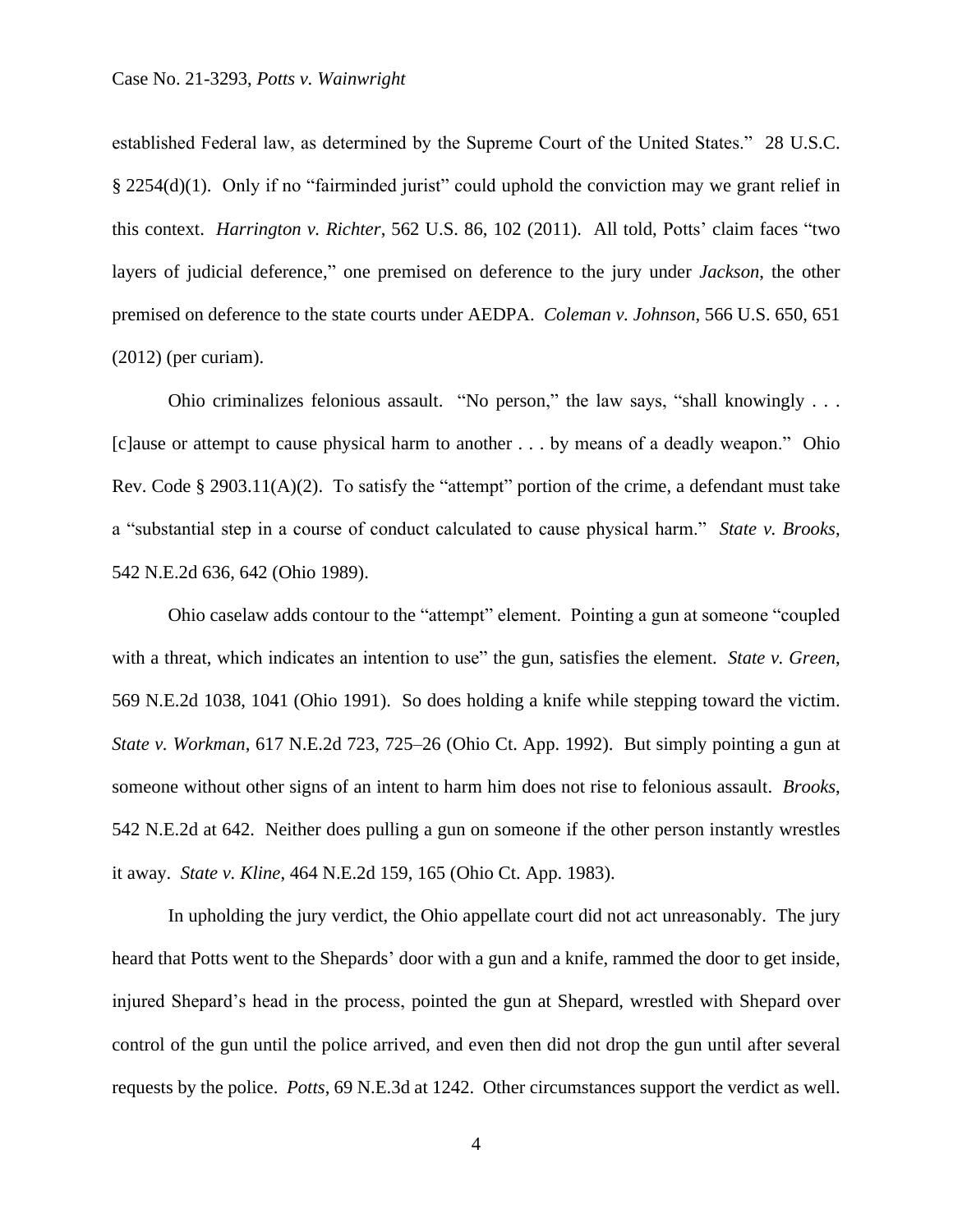established Federal law, as determined by the Supreme Court of the United States." 28 U.S.C. § 2254(d)(1). Only if no "fairminded jurist" could uphold the conviction may we grant relief in this context. *Harrington v. Richter*, 562 U.S. 86, 102 (2011). All told, Potts' claim faces "two layers of judicial deference," one premised on deference to the jury under *Jackson*, the other premised on deference to the state courts under AEDPA. *Coleman v. Johnson*, 566 U.S. 650, 651 (2012) (per curiam).

Ohio criminalizes felonious assault. "No person," the law says, "shall knowingly . . . [c]ause or attempt to cause physical harm to another . . . by means of a deadly weapon." Ohio Rev. Code § 2903.11(A)(2). To satisfy the "attempt" portion of the crime, a defendant must take a "substantial step in a course of conduct calculated to cause physical harm." *State v. Brooks*, 542 N.E.2d 636, 642 (Ohio 1989).

Ohio caselaw adds contour to the "attempt" element. Pointing a gun at someone "coupled with a threat, which indicates an intention to use" the gun, satisfies the element. *State v. Green*, 569 N.E.2d 1038, 1041 (Ohio 1991). So does holding a knife while stepping toward the victim. *State v. Workman*, 617 N.E.2d 723, 725–26 (Ohio Ct. App. 1992). But simply pointing a gun at someone without other signs of an intent to harm him does not rise to felonious assault. *Brooks*, 542 N.E.2d at 642. Neither does pulling a gun on someone if the other person instantly wrestles it away. *State v. Kline*, 464 N.E.2d 159, 165 (Ohio Ct. App. 1983).

In upholding the jury verdict, the Ohio appellate court did not act unreasonably. The jury heard that Potts went to the Shepards' door with a gun and a knife, rammed the door to get inside, injured Shepard's head in the process, pointed the gun at Shepard, wrestled with Shepard over control of the gun until the police arrived, and even then did not drop the gun until after several requests by the police. *Potts*, 69 N.E.3d at 1242. Other circumstances support the verdict as well.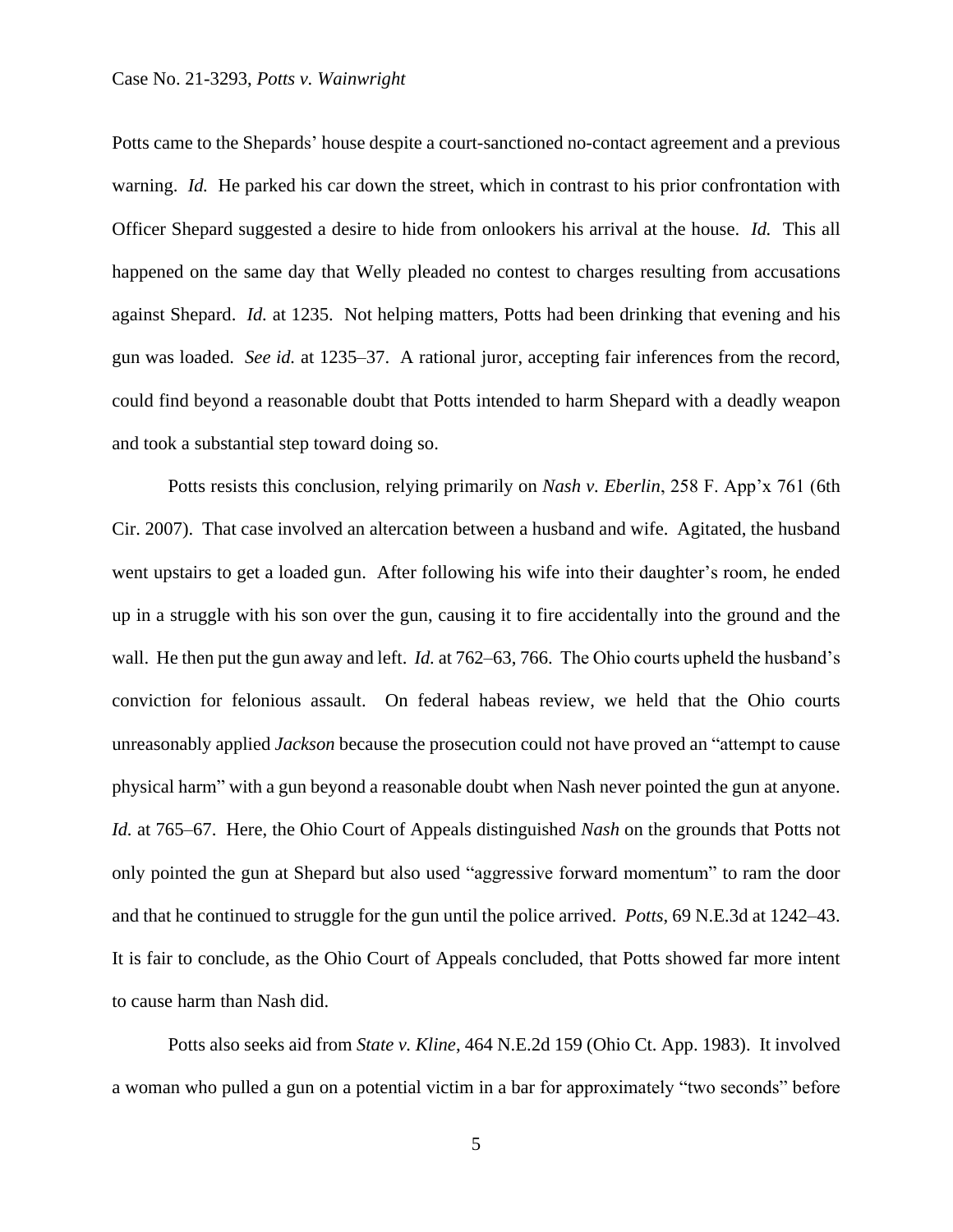Potts came to the Shepards' house despite a court-sanctioned no-contact agreement and a previous warning. *Id.* He parked his car down the street, which in contrast to his prior confrontation with Officer Shepard suggested a desire to hide from onlookers his arrival at the house. *Id.* This all happened on the same day that Welly pleaded no contest to charges resulting from accusations against Shepard. *Id.* at 1235. Not helping matters, Potts had been drinking that evening and his gun was loaded. *See id.* at 1235–37. A rational juror, accepting fair inferences from the record, could find beyond a reasonable doubt that Potts intended to harm Shepard with a deadly weapon and took a substantial step toward doing so.

Potts resists this conclusion, relying primarily on *Nash v. Eberlin*, 258 F. App'x 761 (6th Cir. 2007). That case involved an altercation between a husband and wife. Agitated, the husband went upstairs to get a loaded gun. After following his wife into their daughter's room, he ended up in a struggle with his son over the gun, causing it to fire accidentally into the ground and the wall. He then put the gun away and left. *Id.* at 762–63, 766. The Ohio courts upheld the husband's conviction for felonious assault. On federal habeas review, we held that the Ohio courts unreasonably applied *Jackson* because the prosecution could not have proved an "attempt to cause physical harm" with a gun beyond a reasonable doubt when Nash never pointed the gun at anyone. *Id.* at 765–67. Here, the Ohio Court of Appeals distinguished *Nash* on the grounds that Potts not only pointed the gun at Shepard but also used "aggressive forward momentum" to ram the door and that he continued to struggle for the gun until the police arrived. *Potts*, 69 N.E.3d at 1242–43. It is fair to conclude, as the Ohio Court of Appeals concluded, that Potts showed far more intent to cause harm than Nash did.

Potts also seeks aid from *State v. Kline*, 464 N.E.2d 159 (Ohio Ct. App. 1983). It involved a woman who pulled a gun on a potential victim in a bar for approximately "two seconds" before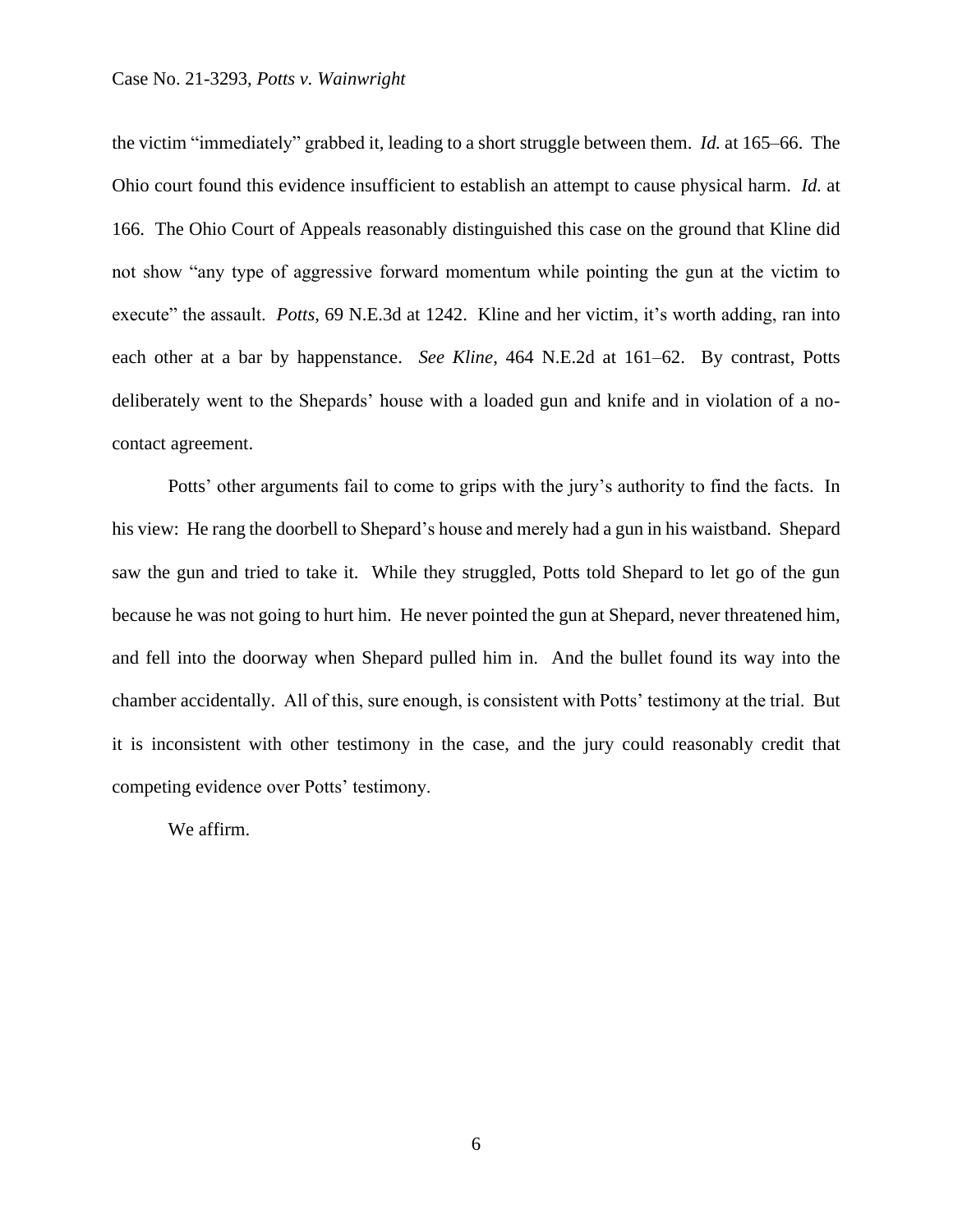the victim "immediately" grabbed it, leading to a short struggle between them. *Id.* at 165–66. The Ohio court found this evidence insufficient to establish an attempt to cause physical harm. *Id.* at 166. The Ohio Court of Appeals reasonably distinguished this case on the ground that Kline did not show "any type of aggressive forward momentum while pointing the gun at the victim to execute" the assault. *Potts*, 69 N.E.3d at 1242. Kline and her victim, it's worth adding, ran into each other at a bar by happenstance. *See Kline*, 464 N.E.2d at 161–62. By contrast, Potts deliberately went to the Shepards' house with a loaded gun and knife and in violation of a no-contact agreement.

Potts' other arguments fail to come to grips with the jury's authority to find the facts. In his view: He rang the doorbell to Shepard's house and merely had a gun in his waistband. Shepard saw the gun and tried to take it. While they struggled, Potts told Shepard to let go of the gun because he was not going to hurt him. He never pointed the gun at Shepard, never threatened him, and fell into the doorway when Shepard pulled him in. And the bullet found its way into the chamber accidentally. All of this, sure enough, is consistent with Potts' testimony at the trial. But it is inconsistent with other testimony in the case, and the jury could reasonably credit that competing evidence over Potts' testimony.

We affirm.